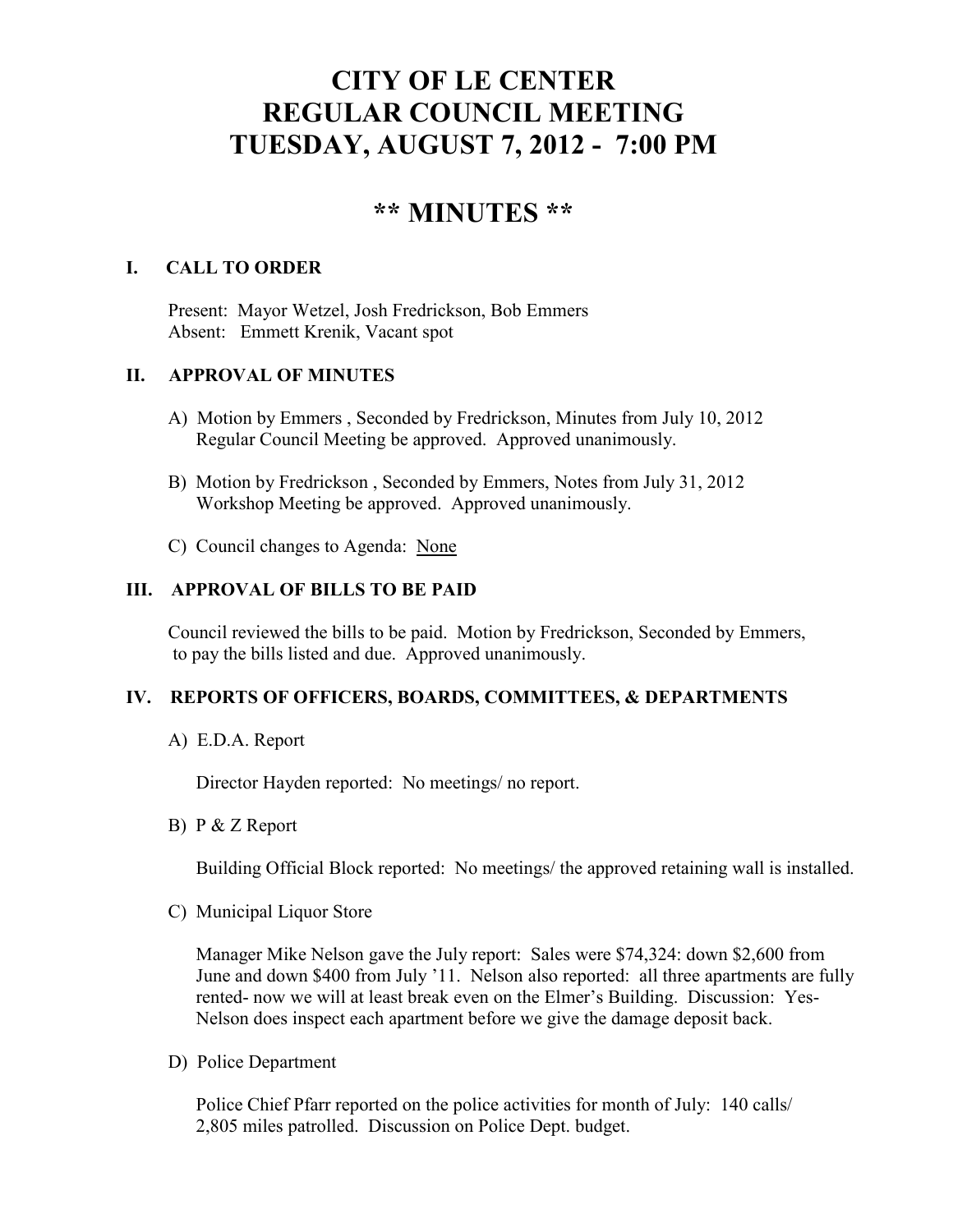# CITY OF LE CENTER
# REGULAR COUNCIL MEETING
# TUESDAY, AUGUST 7, 2012 - 7:00 PM

## ** MINUTES **

### I. CALL TO ORDER

Present: Mayor Wetzel, Josh Fredrickson, Bob Emmers
Absent: Emmett Krenik, Vacant spot

### II. APPROVAL OF MINUTES

A) Motion by Emmers , Seconded by Fredrickson, Minutes from July 10, 2012 Regular Council Meeting be approved. Approved unanimously.

B) Motion by Fredrickson , Seconded by Emmers, Notes from July 31, 2012 Workshop Meeting be approved. Approved unanimously.

C) Council changes to Agenda: None

### III. APPROVAL OF BILLS TO BE PAID

Council reviewed the bills to be paid. Motion by Fredrickson, Seconded by Emmers, to pay the bills listed and due. Approved unanimously.

### IV. REPORTS OF OFFICERS, BOARDS, COMMITTEES, & DEPARTMENTS

A) E.D.A. Report

Director Hayden reported: No meetings/ no report.

B) P & Z Report

Building Official Block reported: No meetings/ the approved retaining wall is installed.

C) Municipal Liquor Store

Manager Mike Nelson gave the July report: Sales were $74,324: down $2,600 from June and down $400 from July '11. Nelson also reported: all three apartments are fully rented- now we will at least break even on the Elmer's Building. Discussion: Yes- Nelson does inspect each apartment before we give the damage deposit back.

D) Police Department

Police Chief Pfarr reported on the police activities for month of July: 140 calls/ 2,805 miles patrolled. Discussion on Police Dept. budget.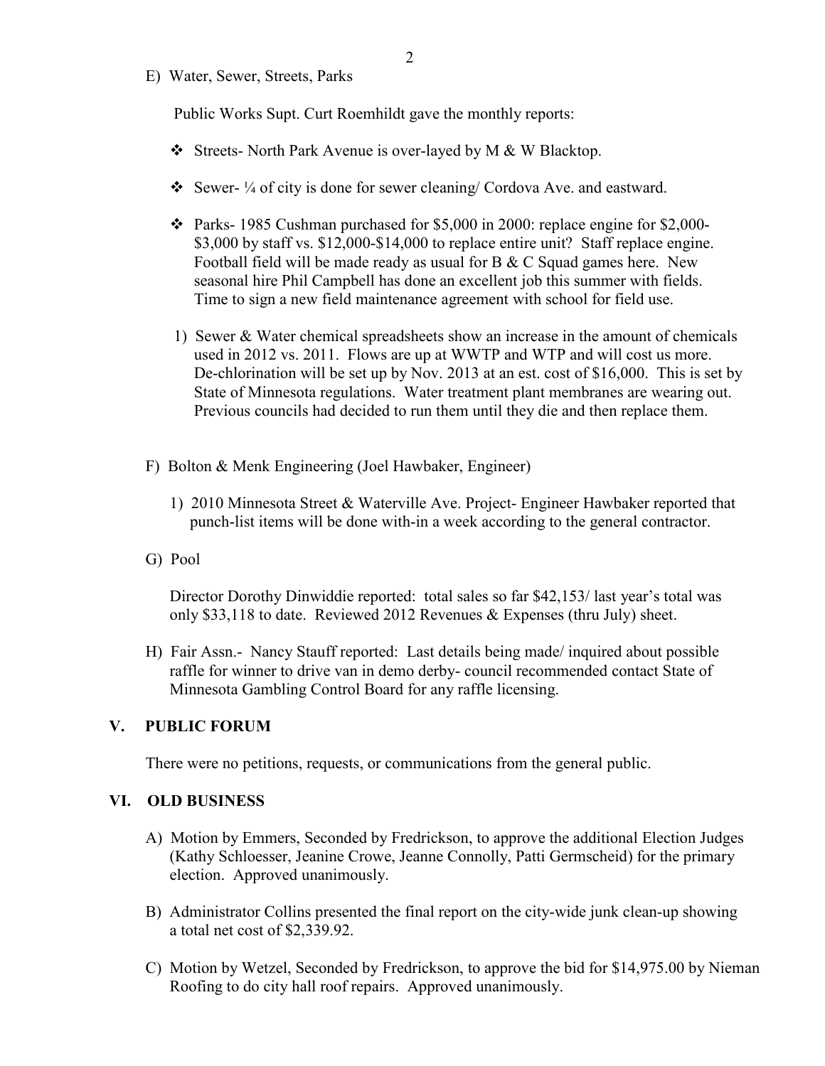E) Water, Sewer, Streets, Parks

Public Works Supt. Curt Roemhildt gave the monthly reports:

- Streets- North Park Avenue is over-layed by M & W Blacktop.
- Sewer- ¼ of city is done for sewer cleaning/ Cordova Ave. and eastward.
- Parks- 1985 Cushman purchased for $5,000 in 2000: replace engine for $2,000-$3,000 by staff vs. $12,000-$14,000 to replace entire unit? Staff replace engine. Football field will be made ready as usual for B & C Squad games here. New seasonal hire Phil Campbell has done an excellent job this summer with fields. Time to sign a new field maintenance agreement with school for field use.

1) Sewer & Water chemical spreadsheets show an increase in the amount of chemicals used in 2012 vs. 2011. Flows are up at WWTP and WTP and will cost us more. De-chlorination will be set up by Nov. 2013 at an est. cost of $16,000. This is set by State of Minnesota regulations. Water treatment plant membranes are wearing out. Previous councils had decided to run them until they die and then replace them.

F) Bolton & Menk Engineering (Joel Hawbaker, Engineer)

1) 2010 Minnesota Street & Waterville Ave. Project- Engineer Hawbaker reported that punch-list items will be done with-in a week according to the general contractor.

G) Pool

Director Dorothy Dinwiddie reported: total sales so far $42,153/ last year's total was only $33,118 to date. Reviewed 2012 Revenues & Expenses (thru July) sheet.

H) Fair Assn.- Nancy Stauff reported: Last details being made/ inquired about possible raffle for winner to drive van in demo derby- council recommended contact State of Minnesota Gambling Control Board for any raffle licensing.

## V. PUBLIC FORUM

There were no petitions, requests, or communications from the general public.

## VI. OLD BUSINESS

A) Motion by Emmers, Seconded by Fredrickson, to approve the additional Election Judges (Kathy Schloesser, Jeanine Crowe, Jeanne Connolly, Patti Germscheid) for the primary election. Approved unanimously.

B) Administrator Collins presented the final report on the city-wide junk clean-up showing a total net cost of $2,339.92.

C) Motion by Wetzel, Seconded by Fredrickson, to approve the bid for $14,975.00 by Nieman Roofing to do city hall roof repairs. Approved unanimously.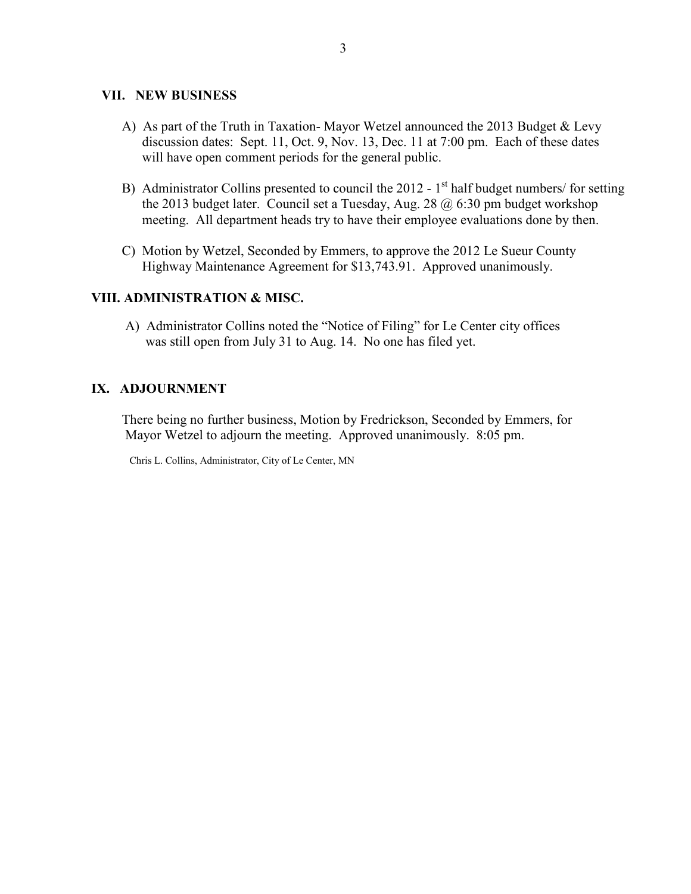## VII. NEW BUSINESS

A) As part of the Truth in Taxation- Mayor Wetzel announced the 2013 Budget & Levy discussion dates: Sept. 11, Oct. 9, Nov. 13, Dec. 11 at 7:00 pm. Each of these dates will have open comment periods for the general public.

B) Administrator Collins presented to council the 2012 - 1st half budget numbers/ for setting the 2013 budget later. Council set a Tuesday, Aug. 28 @ 6:30 pm budget workshop meeting. All department heads try to have their employee evaluations done by then.

C) Motion by Wetzel, Seconded by Emmers, to approve the 2012 Le Sueur County Highway Maintenance Agreement for $13,743.91. Approved unanimously.

## VIII. ADMINISTRATION & MISC.

A) Administrator Collins noted the "Notice of Filing" for Le Center city offices was still open from July 31 to Aug. 14. No one has filed yet.

## IX. ADJOURNMENT

There being no further business, Motion by Fredrickson, Seconded by Emmers, for Mayor Wetzel to adjourn the meeting. Approved unanimously. 8:05 pm.

Chris L. Collins, Administrator, City of Le Center, MN